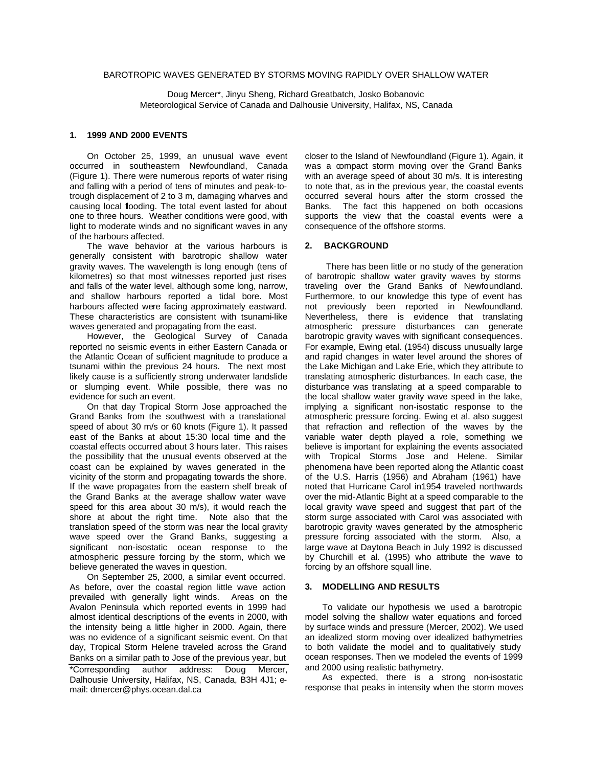# BAROTROPIC WAVES GENERATED BY STORMS MOVING RAPIDLY OVER SHALLOW WATER

Doug Mercer*, Jinyu Sheng, Richard Greatbatch, Josko Bobanovic
Meteorological Service of Canada and Dalhousie University, Halifax, NS, Canada

## 1. 1999 AND 2000 EVENTS

On October 25, 1999, an unusual wave event occurred in southeastern Newfoundland, Canada (Figure 1). There were numerous reports of water rising and falling with a period of tens of minutes and peak-to-trough displacement of 2 to 3 m, damaging wharves and causing local flooding. The total event lasted for about one to three hours. Weather conditions were good, with light to moderate winds and no significant waves in any of the harbours affected.

The wave behavior at the various harbours is generally consistent with barotropic shallow water gravity waves. The wavelength is long enough (tens of kilometres) so that most witnesses reported just rises and falls of the water level, although some long, narrow, and shallow harbours reported a tidal bore. Most harbours affected were facing approximately eastward. These characteristics are consistent with tsunami-like waves generated and propagating from the east.

However, the Geological Survey of Canada reported no seismic events in either Eastern Canada or the Atlantic Ocean of sufficient magnitude to produce a tsunami within the previous 24 hours. The next most likely cause is a sufficiently strong underwater landslide or slumping event. While possible, there was no evidence for such an event.

On that day Tropical Storm Jose approached the Grand Banks from the southwest with a translational speed of about 30 m/s or 60 knots (Figure 1). It passed east of the Banks at about 15:30 local time and the coastal effects occurred about 3 hours later. This raises the possibility that the unusual events observed at the coast can be explained by waves generated in the vicinity of the storm and propagating towards the shore. If the wave propagates from the eastern shelf break of the Grand Banks at the average shallow water wave speed for this area about 30 m/s), it would reach the shore at about the right time. Note also that the translation speed of the storm was near the local gravity wave speed over the Grand Banks, suggesting a significant non-isostatic ocean response to the atmospheric pressure forcing by the storm, which we believe generated the waves in question.

On September 25, 2000, a similar event occurred. As before, over the coastal region little wave action prevailed with generally light winds. Areas on the Avalon Peninsula which reported events in 1999 had almost identical descriptions of the events in 2000, with the intensity being a little higher in 2000. Again, there was no evidence of a significant seismic event. On that day, Tropical Storm Helene traveled across the Grand Banks on a similar path to Jose of the previous year, but closer to the Island of Newfoundland (Figure 1). Again, it was a compact storm moving over the Grand Banks with an average speed of about 30 m/s. It is interesting to note that, as in the previous year, the coastal events occurred several hours after the storm crossed the Banks. The fact this happened on both occasions supports the view that the coastal events were a consequence of the offshore storms.

## 2. BACKGROUND

There has been little or no study of the generation of barotropic shallow water gravity waves by storms traveling over the Grand Banks of Newfoundland. Furthermore, to our knowledge this type of event has not previously been reported in Newfoundland. Nevertheless, there is evidence that translating atmospheric pressure disturbances can generate barotropic gravity waves with significant consequences. For example, Ewing etal. (1954) discuss unusually large and rapid changes in water level around the shores of the Lake Michigan and Lake Erie, which they attribute to translating atmospheric disturbances. In each case, the disturbance was translating at a speed comparable to the local shallow water gravity wave speed in the lake, implying a significant non-isostatic response to the atmospheric pressure forcing. Ewing et al. also suggest that refraction and reflection of the waves by the variable water depth played a role, something we believe is important for explaining the events associated with Tropical Storms Jose and Helene. Similar phenomena have been reported along the Atlantic coast of the U.S. Harris (1956) and Abraham (1961) have noted that Hurricane Carol in1954 traveled northwards over the mid-Atlantic Bight at a speed comparable to the local gravity wave speed and suggest that part of the storm surge associated with Carol was associated with barotropic gravity waves generated by the atmospheric pressure forcing associated with the storm. Also, a large wave at Daytona Beach in July 1992 is discussed by Churchill et al. (1995) who attribute the wave to forcing by an offshore squall line.

## 3. MODELLING AND RESULTS

To validate our hypothesis we used a barotropic model solving the shallow water equations and forced by surface winds and pressure (Mercer, 2002). We used an idealized storm moving over idealized bathymetries to both validate the model and to qualitatively study ocean responses. Then we modeled the events of 1999 and 2000 using realistic bathymetry.

As expected, there is a strong non-isostatic response that peaks in intensity when the storm moves

\*Corresponding author address: Doug Mercer, Dalhousie University, Halifax, NS, Canada, B3H 4J1; e-mail: dmercer@phys.ocean.dal.ca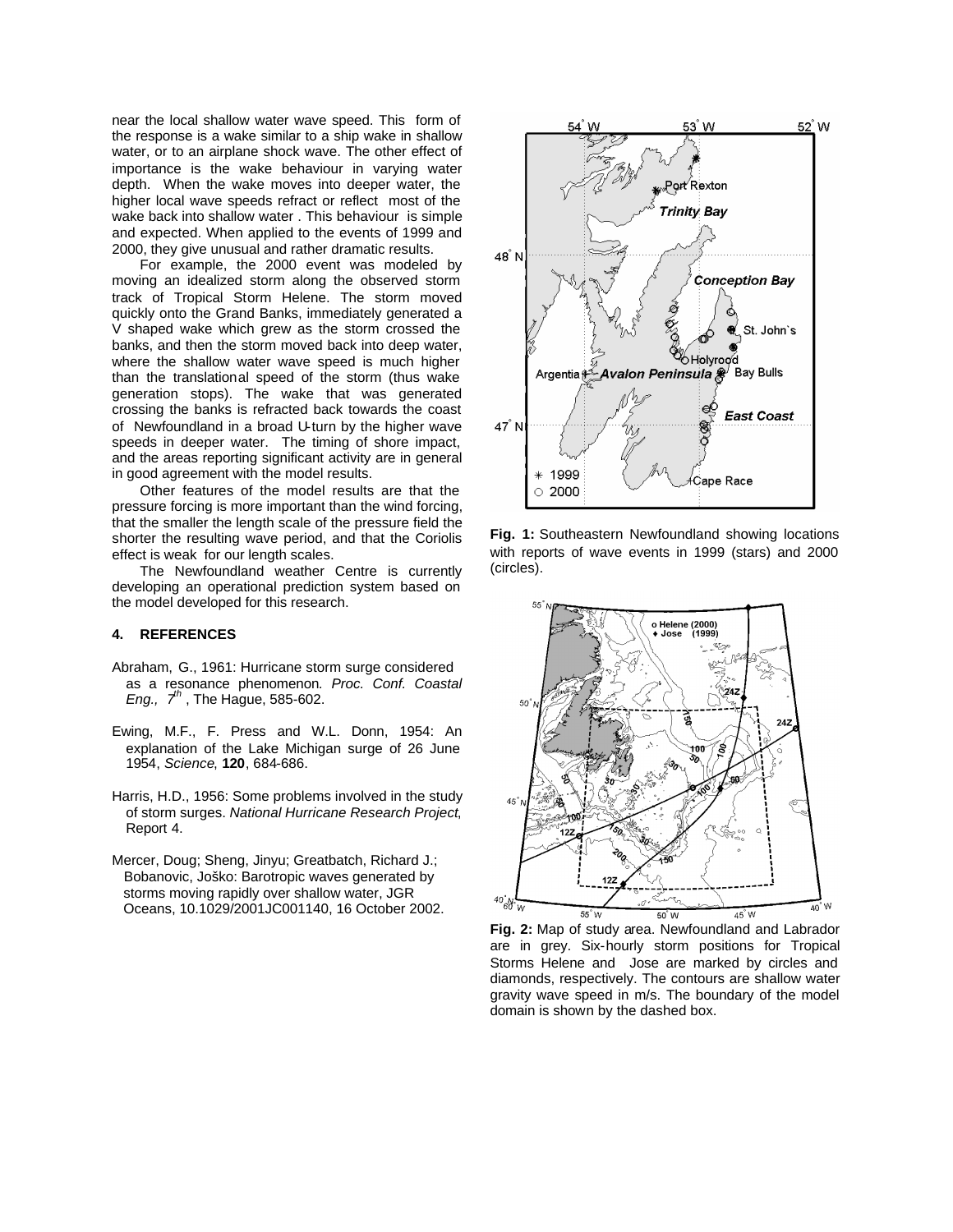near the local shallow water wave speed. This form of the response is a wake similar to a ship wake in shallow water, or to an airplane shock wave. The other effect of importance is the wake behaviour in varying water depth. When the wake moves into deeper water, the higher local wave speeds refract or reflect most of the wake back into shallow water . This behaviour is simple and expected. When applied to the events of 1999 and 2000, they give unusual and rather dramatic results.

For example, the 2000 event was modeled by moving an idealized storm along the observed storm track of Tropical Storm Helene. The storm moved quickly onto the Grand Banks, immediately generated a V shaped wake which grew as the storm crossed the banks, and then the storm moved back into deep water, where the shallow water wave speed is much higher than the translational speed of the storm (thus wake generation stops). The wake that was generated crossing the banks is refracted back towards the coast of Newfoundland in a broad U-turn by the higher wave speeds in deeper water. The timing of shore impact, and the areas reporting significant activity are in general in good agreement with the model results.

Other features of the model results are that the pressure forcing is more important than the wind forcing, that the smaller the length scale of the pressure field the shorter the resulting wave period, and that the Coriolis effect is weak for our length scales.

The Newfoundland weather Centre is currently developing an operational prediction system based on the model developed for this research.

## 4. REFERENCES

Abraham, G., 1961: Hurricane storm surge considered as a resonance phenomenon. *Proc. Conf. Coastal Eng., 7th*, The Hague, 585-602.

Ewing, M.F., F. Press and W.L. Donn, 1954: An explanation of the Lake Michigan surge of 26 June 1954, *Science*, **120**, 684-686.

Harris, H.D., 1956: Some problems involved in the study of storm surges. *National Hurricane Research Project*, Report 4.

Mercer, Doug; Sheng, Jinyu; Greatbatch, Richard J.; Bobanovic, Joško: Barotropic waves generated by storms moving rapidly over shallow water, JGR Oceans, 10.1029/2001JC001140, 16 October 2002.

54° W
53° W
52° W
48° N
47° N
Port Rexton
Trinity Bay
Conception Bay
St. John`s
Holyrood
Argentia
Avalon Peninsula
Bay Bulls
East Coast
Cape Race
✳ 1999
○ 2000

**Fig. 1:** Southeastern Newfoundland showing locations with reports of wave events in 1999 (stars) and 2000 (circles).

55° N
50° N
45° N
40° N
60° W
55° W
50° W
45° W
40° W
o Helene (2000)
♦ Jose (1999)
24Z
24Z
12Z
12Z
150
100
100
50
30
30
30
50
50
60
100
100
150
200
30
150

**Fig. 2:** Map of study area. Newfoundland and Labrador are in grey. Six-hourly storm positions for Tropical Storms Helene and Jose are marked by circles and diamonds, respectively. The contours are shallow water gravity wave speed in m/s. The boundary of the model domain is shown by the dashed box.